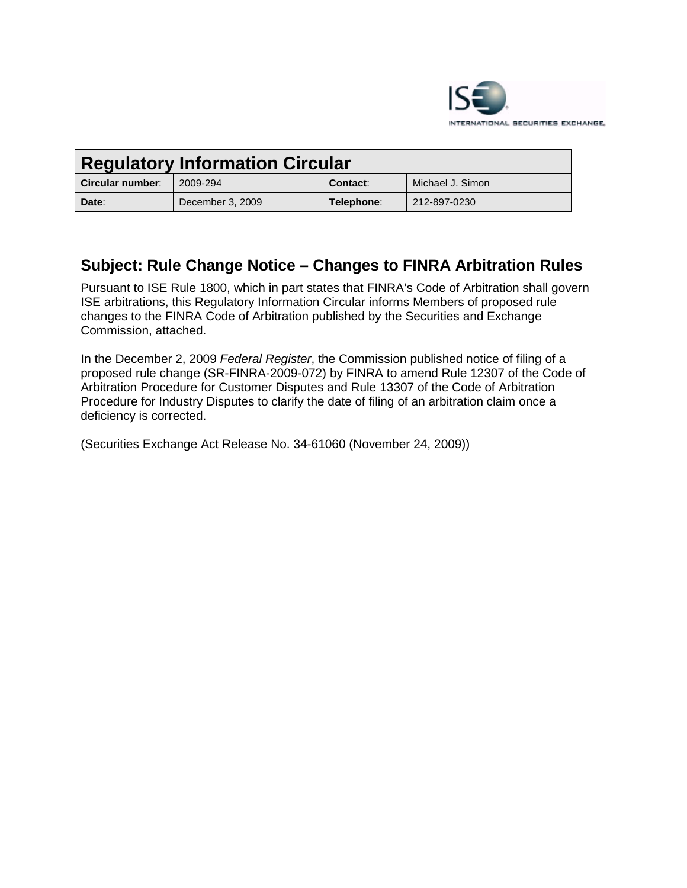## Regulatory Information Circular

| Circular number: | 2009-294 | Contact: | Michael J. Simon |
| --- | --- | --- | --- |
| Date: | December 3, 2009 | Telephone: | 212-897-0230 |

## Subject: Rule Change Notice – Changes to FINRA Arbitration Rules

Pursuant to ISE Rule 1800, which in part states that FINRA's Code of Arbitration shall govern ISE arbitrations, this Regulatory Information Circular informs Members of proposed rule changes to the FINRA Code of Arbitration published by the Securities and Exchange Commission, attached.

In the December 2, 2009 *Federal Register*, the Commission published notice of filing of a proposed rule change (SR-FINRA-2009-072) by FINRA to amend Rule 12307 of the Code of Arbitration Procedure for Customer Disputes and Rule 13307 of the Code of Arbitration Procedure for Industry Disputes to clarify the date of filing of an arbitration claim once a deficiency is corrected.

(Securities Exchange Act Release No. 34-61060 (November 24, 2009))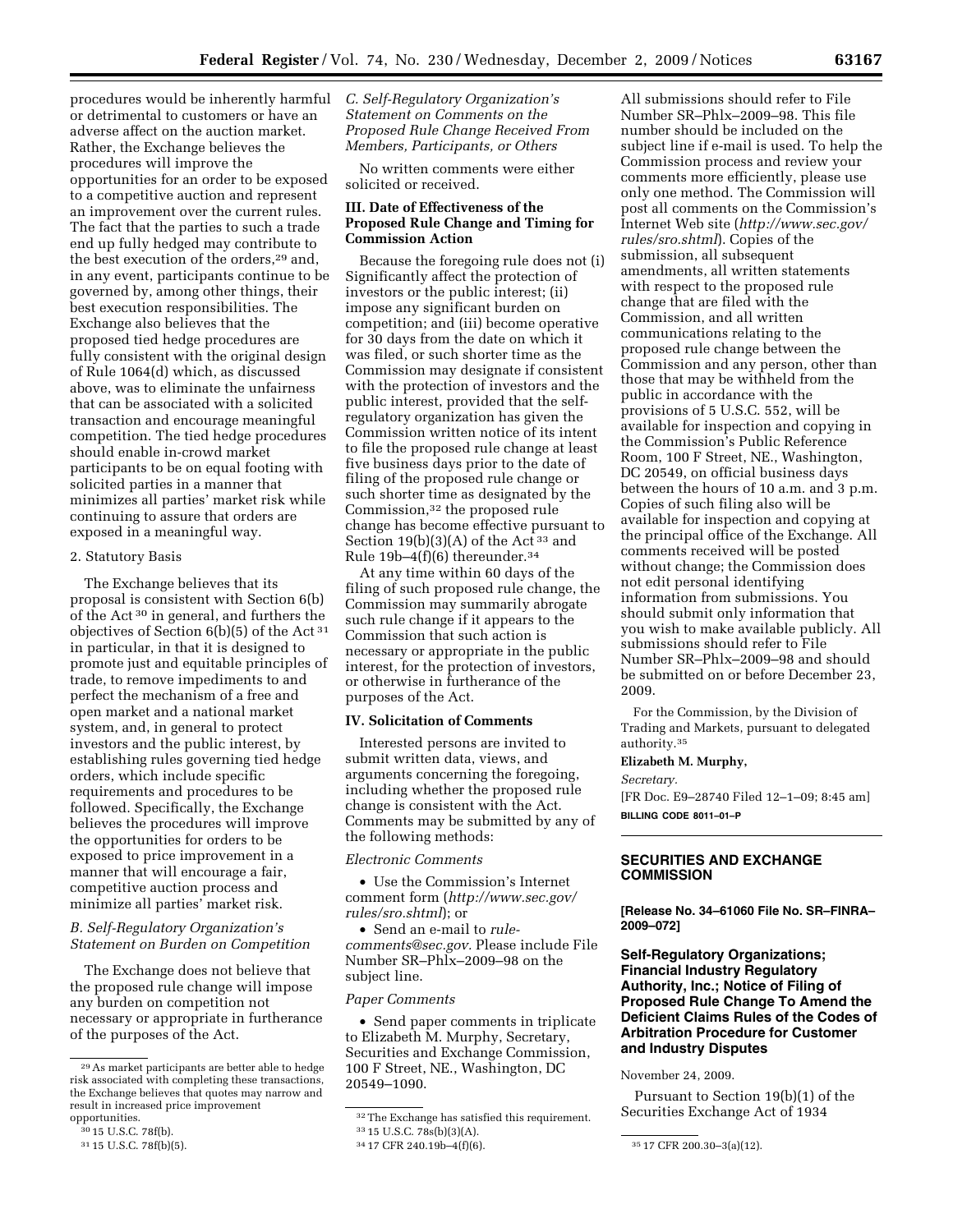procedures would be inherently harmful or detrimental to customers or have an adverse affect on the auction market. Rather, the Exchange believes the procedures will improve the opportunities for an order to be exposed to a competitive auction and represent an improvement over the current rules. The fact that the parties to such a trade end up fully hedged may contribute to the best execution of the orders,[29] and, in any event, participants continue to be governed by, among other things, their best execution responsibilities. The Exchange also believes that the proposed tied hedge procedures are fully consistent with the original design of Rule 1064(d) which, as discussed above, was to eliminate the unfairness that can be associated with a solicited transaction and encourage meaningful competition. The tied hedge procedures should enable in-crowd market participants to be on equal footing with solicited parties in a manner that minimizes all parties' market risk while continuing to assure that orders are exposed in a meaningful way.

2. Statutory Basis

The Exchange believes that its proposal is consistent with Section 6(b) of the Act [30] in general, and furthers the objectives of Section 6(b)(5) of the Act [31] in particular, in that it is designed to promote just and equitable principles of trade, to remove impediments to and perfect the mechanism of a free and open market and a national market system, and, in general to protect investors and the public interest, by establishing rules governing tied hedge orders, which include specific requirements and procedures to be followed. Specifically, the Exchange believes the procedures will improve the opportunities for orders to be exposed to price improvement in a manner that will encourage a fair, competitive auction process and minimize all parties' market risk.

*B. Self-Regulatory Organization's Statement on Burden on Competition*

The Exchange does not believe that the proposed rule change will impose any burden on competition not necessary or appropriate in furtherance of the purposes of the Act.

*C. Self-Regulatory Organization's Statement on Comments on the Proposed Rule Change Received From Members, Participants, or Others*

No written comments were either solicited or received.

## III. Date of Effectiveness of the Proposed Rule Change and Timing for Commission Action

Because the foregoing rule does not (i) Significantly affect the protection of investors or the public interest; (ii) impose any significant burden on competition; and (iii) become operative for 30 days from the date on which it was filed, or such shorter time as the Commission may designate if consistent with the protection of investors and the public interest, provided that the self-regulatory organization has given the Commission written notice of its intent to file the proposed rule change at least five business days prior to the date of filing of the proposed rule change or such shorter time as designated by the Commission,[32] the proposed rule change has become effective pursuant to Section 19(b)(3)(A) of the Act [33] and Rule 19b–4(f)(6) thereunder.[34]

At any time within 60 days of the filing of such proposed rule change, the Commission may summarily abrogate such rule change if it appears to the Commission that such action is necessary or appropriate in the public interest, for the protection of investors, or otherwise in furtherance of the purposes of the Act.

## IV. Solicitation of Comments

Interested persons are invited to submit written data, views, and arguments concerning the foregoing, including whether the proposed rule change is consistent with the Act. Comments may be submitted by any of the following methods:

*Electronic Comments*

- Use the Commission's Internet comment form (*http://www.sec.gov/rules/sro.shtml*); or
- Send an e-mail to *rule-comments@sec.gov*. Please include File Number SR–Phlx–2009–98 on the subject line.

*Paper Comments*

- Send paper comments in triplicate to Elizabeth M. Murphy, Secretary, Securities and Exchange Commission, 100 F Street, NE., Washington, DC 20549–1090.

All submissions should refer to File Number SR–Phlx–2009–98. This file number should be included on the subject line if e-mail is used. To help the Commission process and review your comments more efficiently, please use only one method. The Commission will post all comments on the Commission's Internet Web site (*http://www.sec.gov/rules/sro.shtml*). Copies of the submission, all subsequent amendments, all written statements with respect to the proposed rule change that are filed with the Commission, and all written communications relating to the proposed rule change between the Commission and any person, other than those that may be withheld from the public in accordance with the provisions of 5 U.S.C. 552, will be available for inspection and copying in the Commission's Public Reference Room, 100 F Street, NE., Washington, DC 20549, on official business days between the hours of 10 a.m. and 3 p.m. Copies of such filing also will be available for inspection and copying at the principal office of the Exchange. All comments received will be posted without change; the Commission does not edit personal identifying information from submissions. You should submit only information that you wish to make available publicly. All submissions should refer to File Number SR–Phlx–2009–98 and should be submitted on or before December 23, 2009.

For the Commission, by the Division of Trading and Markets, pursuant to delegated authority.[35]

**Elizabeth M. Murphy,**

*Secretary.*

[FR Doc. E9–28740 Filed 12–1–09; 8:45 am]

**BILLING CODE 8011–01–P**

---

## SECURITIES AND EXCHANGE COMMISSION

**[Release No. 34–61060 File No. SR–FINRA–2009–072]**

## Self-Regulatory Organizations; Financial Industry Regulatory Authority, Inc.; Notice of Filing of Proposed Rule Change To Amend the Deficient Claims Rules of the Codes of Arbitration Procedure for Customer and Industry Disputes

November 24, 2009.

Pursuant to Section 19(b)(1) of the Securities Exchange Act of 1934

---

[29] As market participants are better able to hedge risk associated with completing these transactions, the Exchange believes that quotes may narrow and result in increased price improvement opportunities.

[30] 15 U.S.C. 78f(b).

[31] 15 U.S.C. 78f(b)(5).

[32] The Exchange has satisfied this requirement.

[33] 15 U.S.C. 78s(b)(3)(A).

[34] 17 CFR 240.19b–4(f)(6).

[35] 17 CFR 200.30–3(a)(12).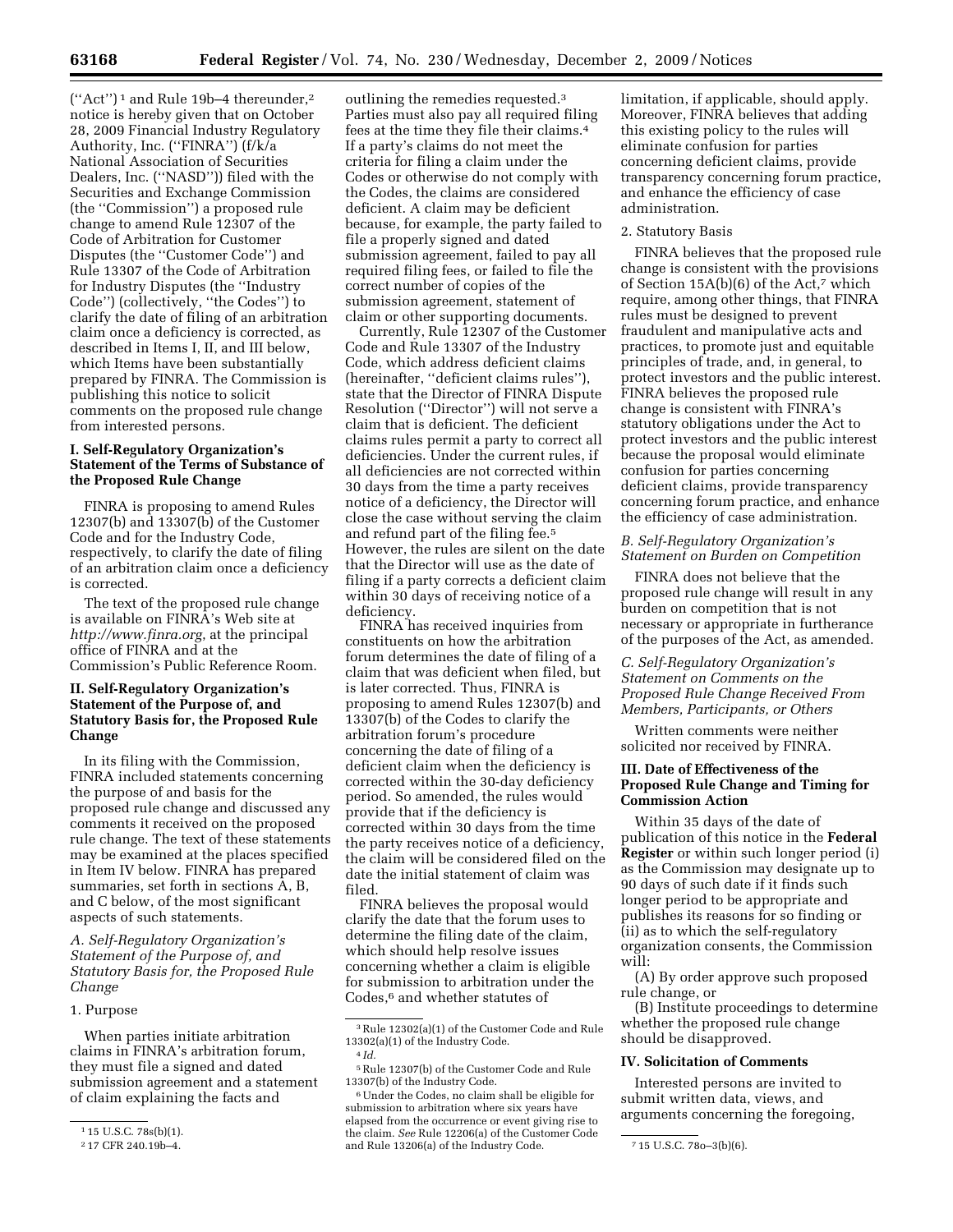("Act")[1] and Rule 19b–4 thereunder,[2] notice is hereby given that on October 28, 2009 Financial Industry Regulatory Authority, Inc. ("FINRA") (f/k/a National Association of Securities Dealers, Inc. ("NASD")) filed with the Securities and Exchange Commission (the "Commission") a proposed rule change to amend Rule 12307 of the Code of Arbitration for Customer Disputes (the "Customer Code") and Rule 13307 of the Code of Arbitration for Industry Disputes (the "Industry Code") (collectively, "the Codes") to clarify the date of filing of an arbitration claim once a deficiency is corrected, as described in Items I, II, and III below, which Items have been substantially prepared by FINRA. The Commission is publishing this notice to solicit comments on the proposed rule change from interested persons.

## I. Self-Regulatory Organization's Statement of the Terms of Substance of the Proposed Rule Change

FINRA is proposing to amend Rules 12307(b) and 13307(b) of the Customer Code and for the Industry Code, respectively, to clarify the date of filing of an arbitration claim once a deficiency is corrected.

The text of the proposed rule change is available on FINRA's Web site at *http://www.finra.org*, at the principal office of FINRA and at the Commission's Public Reference Room.

## II. Self-Regulatory Organization's Statement of the Purpose of, and Statutory Basis for, the Proposed Rule Change

In its filing with the Commission, FINRA included statements concerning the purpose of and basis for the proposed rule change and discussed any comments it received on the proposed rule change. The text of these statements may be examined at the places specified in Item IV below. FINRA has prepared summaries, set forth in sections A, B, and C below, of the most significant aspects of such statements.

### *A. Self-Regulatory Organization's Statement of the Purpose of, and Statutory Basis for, the Proposed Rule Change*

#### 1. Purpose

When parties initiate arbitration claims in FINRA's arbitration forum, they must file a signed and dated submission agreement and a statement of claim explaining the facts and outlining the remedies requested.[3] Parties must also pay all required filing fees at the time they file their claims.[4] If a party's claims do not meet the criteria for filing a claim under the Codes or otherwise do not comply with the Codes, the claims are considered deficient. A claim may be deficient because, for example, the party failed to file a properly signed and dated submission agreement, failed to pay all required filing fees, or failed to file the correct number of copies of the submission agreement, statement of claim or other supporting documents.

Currently, Rule 12307 of the Customer Code and Rule 13307 of the Industry Code, which address deficient claims (hereinafter, "deficient claims rules"), state that the Director of FINRA Dispute Resolution ("Director") will not serve a claim that is deficient. The deficient claims rules permit a party to correct all deficiencies. Under the current rules, if all deficiencies are not corrected within 30 days from the time a party receives notice of a deficiency, the Director will close the case without serving the claim and refund part of the filing fee.[5] However, the rules are silent on the date that the Director will use as the date of filing if a party corrects a deficient claim within 30 days of receiving notice of a deficiency.

FINRA has received inquiries from constituents on how the arbitration forum determines the date of filing of a claim that was deficient when filed, but is later corrected. Thus, FINRA is proposing to amend Rules 12307(b) and 13307(b) of the Codes to clarify the arbitration forum's procedure concerning the date of filing of a deficient claim when the deficiency is corrected within the 30-day deficiency period. So amended, the rules would provide that if the deficiency is corrected within 30 days from the time the party receives notice of a deficiency, the claim will be considered filed on the date the initial statement of claim was filed.

FINRA believes the proposal would clarify the date that the forum uses to determine the filing date of the claim, which should help resolve issues concerning whether a claim is eligible for submission to arbitration under the Codes,[6] and whether statutes of limitation, if applicable, should apply. Moreover, FINRA believes that adding this existing policy to the rules will eliminate confusion for parties concerning deficient claims, provide transparency concerning forum practice, and enhance the efficiency of case administration.

#### 2. Statutory Basis

FINRA believes that the proposed rule change is consistent with the provisions of Section 15A(b)(6) of the Act,[7] which require, among other things, that FINRA rules must be designed to prevent fraudulent and manipulative acts and practices, to promote just and equitable principles of trade, and, in general, to protect investors and the public interest. FINRA believes the proposed rule change is consistent with FINRA's statutory obligations under the Act to protect investors and the public interest because the proposal would eliminate confusion for parties concerning deficient claims, provide transparency concerning forum practice, and enhance the efficiency of case administration.

### *B. Self-Regulatory Organization's Statement on Burden on Competition*

FINRA does not believe that the proposed rule change will result in any burden on competition that is not necessary or appropriate in furtherance of the purposes of the Act, as amended.

### *C. Self-Regulatory Organization's Statement on Comments on the Proposed Rule Change Received From Members, Participants, or Others*

Written comments were neither solicited nor received by FINRA.

## III. Date of Effectiveness of the Proposed Rule Change and Timing for Commission Action

Within 35 days of the date of publication of this notice in the **Federal Register** or within such longer period (i) as the Commission may designate up to 90 days of such date if it finds such longer period to be appropriate and publishes its reasons for so finding or (ii) as to which the self-regulatory organization consents, the Commission will:

(A) By order approve such proposed rule change, or

(B) Institute proceedings to determine whether the proposed rule change should be disapproved.

## IV. Solicitation of Comments

Interested persons are invited to submit written data, views, and arguments concerning the foregoing,

---

[1] 15 U.S.C. 78s(b)(1).

[2] 17 CFR 240.19b–4.

[3] Rule 12302(a)(1) of the Customer Code and Rule 13302(a)(1) of the Industry Code.

[4] *Id.*

[5] Rule 12307(b) of the Customer Code and Rule 13307(b) of the Industry Code.

[6] Under the Codes, no claim shall be eligible for submission to arbitration where six years have elapsed from the occurrence or event giving rise to the claim. *See* Rule 12206(a) of the Customer Code and Rule 13206(a) of the Industry Code.

[7] 15 U.S.C. 78o–3(b)(6).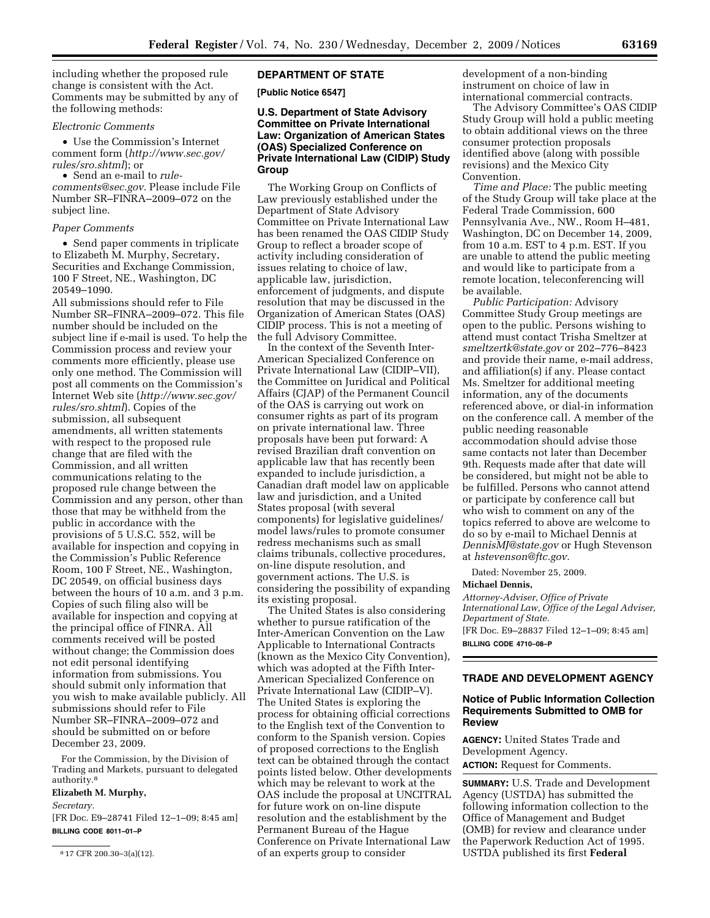including whether the proposed rule change is consistent with the Act. Comments may be submitted by any of the following methods:

*Electronic Comments*

- Use the Commission's Internet comment form (*http://www.sec.gov/rules/sro.shtml*); or
- Send an e-mail to *rule-comments@sec.gov.* Please include File Number SR–FINRA–2009–072 on the subject line.

*Paper Comments*

- Send paper comments in triplicate to Elizabeth M. Murphy, Secretary, Securities and Exchange Commission, 100 F Street, NE., Washington, DC 20549–1090.

All submissions should refer to File Number SR–FINRA–2009–072. This file number should be included on the subject line if e-mail is used. To help the Commission process and review your comments more efficiently, please use only one method. The Commission will post all comments on the Commission's Internet Web site (*http://www.sec.gov/rules/sro.shtml*). Copies of the submission, all subsequent amendments, all written statements with respect to the proposed rule change that are filed with the Commission, and all written communications relating to the proposed rule change between the Commission and any person, other than those that may be withheld from the public in accordance with the provisions of 5 U.S.C. 552, will be available for inspection and copying in the Commission's Public Reference Room, 100 F Street, NE., Washington, DC 20549, on official business days between the hours of 10 a.m. and 3 p.m. Copies of such filing also will be available for inspection and copying at the principal office of FINRA. All comments received will be posted without change; the Commission does not edit personal identifying information from submissions. You should submit only information that you wish to make available publicly. All submissions should refer to File Number SR–FINRA–2009–072 and should be submitted on or before December 23, 2009.

For the Commission, by the Division of Trading and Markets, pursuant to delegated authority.[8]

**Elizabeth M. Murphy,**

*Secretary.*

[FR Doc. E9–28741 Filed 12–1–09; 8:45 am]

**BILLING CODE 8011–01–P**

[8] 17 CFR 200.30–3(a)(12).

## DEPARTMENT OF STATE

**[Public Notice 6547]**

### U.S. Department of State Advisory Committee on Private International Law: Organization of American States (OAS) Specialized Conference on Private International Law (CIDIP) Study Group

The Working Group on Conflicts of Law previously established under the Department of State Advisory Committee on Private International Law has been renamed the OAS CIDIP Study Group to reflect a broader scope of activity including consideration of issues relating to choice of law, applicable law, jurisdiction, enforcement of judgments, and dispute resolution that may be discussed in the Organization of American States (OAS) CIDIP process. This is not a meeting of the full Advisory Committee.

In the context of the Seventh Inter-American Specialized Conference on Private International Law (CIDIP–VII), the Committee on Juridical and Political Affairs (CJAP) of the Permanent Council of the OAS is carrying out work on consumer rights as part of its program on private international law. Three proposals have been put forward: A revised Brazilian draft convention on applicable law that has recently been expanded to include jurisdiction, a Canadian draft model law on applicable law and jurisdiction, and a United States proposal (with several components) for legislative guidelines/model laws/rules to promote consumer redress mechanisms such as small claims tribunals, collective procedures, on-line dispute resolution, and government actions. The U.S. is considering the possibility of expanding its existing proposal.

The United States is also considering whether to pursue ratification of the Inter-American Convention on the Law Applicable to International Contracts (known as the Mexico City Convention), which was adopted at the Fifth Inter-American Specialized Conference on Private International Law (CIDIP–V). The United States is exploring the process for obtaining official corrections to the English text of the Convention to conform to the Spanish version. Copies of proposed corrections to the English text can be obtained through the contact points listed below. Other developments which may be relevant to work at the OAS include the proposal at UNCITRAL for future work on on-line dispute resolution and the establishment by the Permanent Bureau of the Hague Conference on Private International Law of an experts group to consider development of a non-binding instrument on choice of law in international commercial contracts.

The Advisory Committee's OAS CIDIP Study Group will hold a public meeting to obtain additional views on the three consumer protection proposals identified above (along with possible revisions) and the Mexico City Convention.

*Time and Place:* The public meeting of the Study Group will take place at the Federal Trade Commission, 600 Pennsylvania Ave., NW., Room H–481, Washington, DC on December 14, 2009, from 10 a.m. EST to 4 p.m. EST. If you are unable to attend the public meeting and would like to participate from a remote location, teleconferencing will be available.

*Public Participation:* Advisory Committee Study Group meetings are open to the public. Persons wishing to attend must contact Trisha Smeltzer at *smeltzertk@state.gov* or 202–776–8423 and provide their name, e-mail address, and affiliation(s) if any. Please contact Ms. Smeltzer for additional meeting information, any of the documents referenced above, or dial-in information on the conference call. A member of the public needing reasonable accommodation should advise those same contacts not later than December 9th. Requests made after that date will be considered, but might not be able to be fulfilled. Persons who cannot attend or participate by conference call but who wish to comment on any of the topics referred to above are welcome to do so by e-mail to Michael Dennis at *DennisMJ@state.gov* or Hugh Stevenson at *hstevenson@ftc.gov.*

Dated: November 25, 2009.

**Michael Dennis,**

*Attorney-Adviser, Office of Private International Law, Office of the Legal Adviser, Department of State.*

[FR Doc. E9–28837 Filed 12–1–09; 8:45 am]

**BILLING CODE 4710–08–P**

## TRADE AND DEVELOPMENT AGENCY

### Notice of Public Information Collection Requirements Submitted to OMB for Review

**AGENCY:** United States Trade and Development Agency.

**ACTION:** Request for Comments.

**SUMMARY:** U.S. Trade and Development Agency (USTDA) has submitted the following information collection to the Office of Management and Budget (OMB) for review and clearance under the Paperwork Reduction Act of 1995. USTDA published its first **Federal**